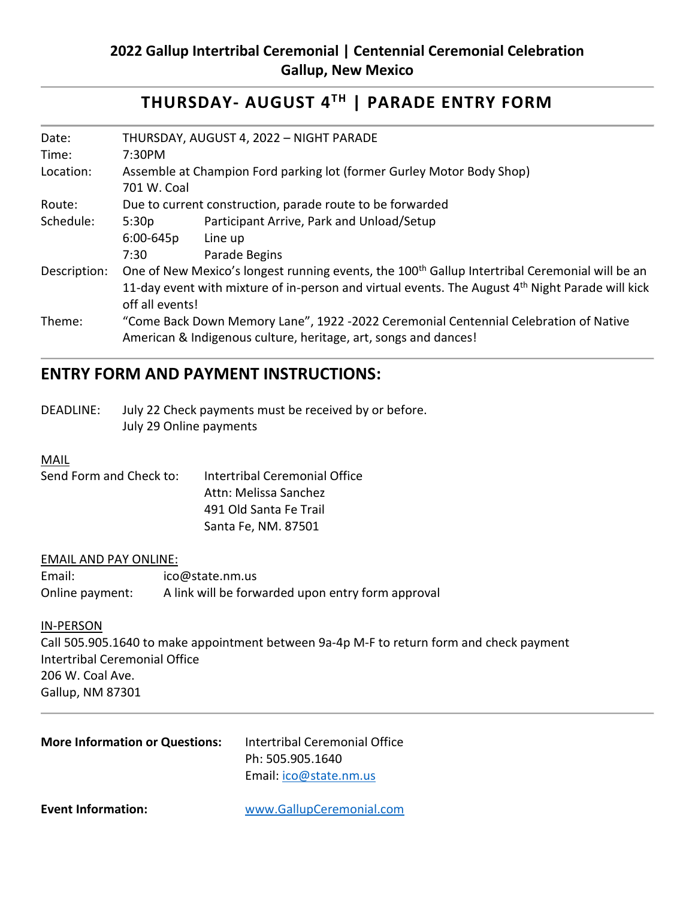**2022 Gallup Intertribal Ceremonial | Centennial Ceremonial Celebration**
**Gallup, New Mexico**

# THURSDAY- AUGUST 4TH | PARADE ENTRY FORM

| | | |
|---|---|---|
| Date: | THURSDAY, AUGUST 4, 2022 – NIGHT PARADE | |
| Time: | 7:30PM | |
| Location: | Assemble at Champion Ford parking lot (former Gurley Motor Body Shop) 701 W. Coal | |
| Route: | Due to current construction, parade route to be forwarded | |
| Schedule: | 5:30p | Participant Arrive, Park and Unload/Setup |
| | 6:00-645p | Line up |
| | 7:30 | Parade Begins |
| Description: | One of New Mexico's longest running events, the 100th Gallup Intertribal Ceremonial will be an 11-day event with mixture of in-person and virtual events. The August 4th Night Parade will kick off all events! | |
| Theme: | "Come Back Down Memory Lane", 1922 -2022 Ceremonial Centennial Celebration of Native American & Indigenous culture, heritage, art, songs and dances! | |

## ENTRY FORM AND PAYMENT INSTRUCTIONS:

DEADLINE: July 22 Check payments must be received by or before.
July 29 Online payments

MAIL

Send Form and Check to:
Intertribal Ceremonial Office
Attn: Melissa Sanchez
491 Old Santa Fe Trail
Santa Fe, NM. 87501

EMAIL AND PAY ONLINE:

Email: ico@state.nm.us
Online payment: A link will be forwarded upon entry form approval

IN-PERSON

Call 505.905.1640 to make appointment between 9a-4p M-F to return form and check payment
Intertribal Ceremonial Office
206 W. Coal Ave.
Gallup, NM 87301

**More Information or Questions:**
Intertribal Ceremonial Office
Ph: 505.905.1640
Email: ico@state.nm.us

**Event Information:** www.GallupCeremonial.com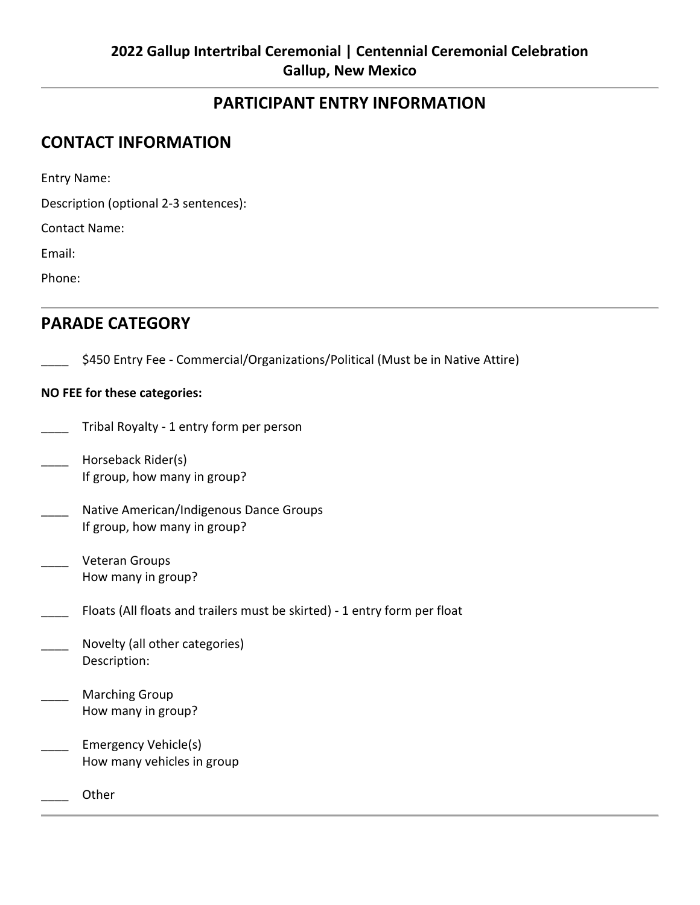**2022 Gallup Intertribal Ceremonial | Centennial Ceremonial Celebration**
**Gallup, New Mexico**

---

## PARTICIPANT ENTRY INFORMATION

## CONTACT INFORMATION

Entry Name:

Description (optional 2-3 sentences):

Contact Name:

Email:

Phone:

---

## PARADE CATEGORY

____ $450 Entry Fee - Commercial/Organizations/Political (Must be in Native Attire)

**NO FEE for these categories:**

____ Tribal Royalty - 1 entry form per person

____ Horseback Rider(s)
If group, how many in group?

____ Native American/Indigenous Dance Groups
If group, how many in group?

____ Veteran Groups
How many in group?

____ Floats (All floats and trailers must be skirted) - 1 entry form per float

____ Novelty (all other categories)
Description:

____ Marching Group
How many in group?

____ Emergency Vehicle(s)
How many vehicles in group

____ Other

---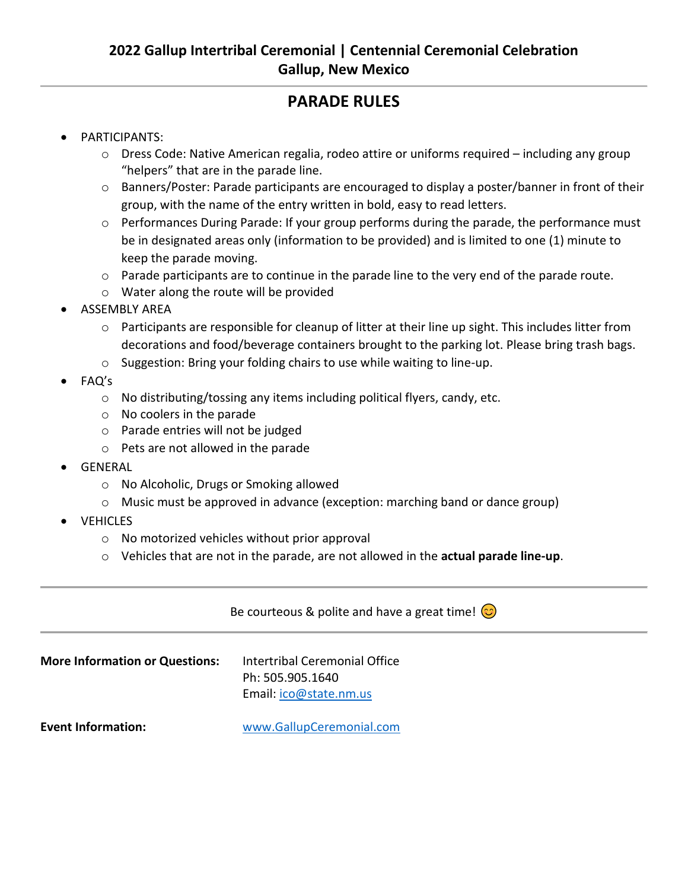**2022 Gallup Intertribal Ceremonial | Centennial Ceremonial Celebration**
**Gallup, New Mexico**

---

## PARADE RULES

- PARTICIPANTS:
  - Dress Code: Native American regalia, rodeo attire or uniforms required – including any group "helpers" that are in the parade line.
  - Banners/Poster: Parade participants are encouraged to display a poster/banner in front of their group, with the name of the entry written in bold, easy to read letters.
  - Performances During Parade: If your group performs during the parade, the performance must be in designated areas only (information to be provided) and is limited to one (1) minute to keep the parade moving.
  - Parade participants are to continue in the parade line to the very end of the parade route.
  - Water along the route will be provided
- ASSEMBLY AREA
  - Participants are responsible for cleanup of litter at their line up sight. This includes litter from decorations and food/beverage containers brought to the parking lot. Please bring trash bags.
  - Suggestion: Bring your folding chairs to use while waiting to line-up.
- FAQ's
  - No distributing/tossing any items including political flyers, candy, etc.
  - No coolers in the parade
  - Parade entries will not be judged
  - Pets are not allowed in the parade
- GENERAL
  - No Alcoholic, Drugs or Smoking allowed
  - Music must be approved in advance (exception: marching band or dance group)
- VEHICLES
  - No motorized vehicles without prior approval
  - Vehicles that are not in the parade, are not allowed in the **actual parade line-up**.

---

Be courteous & polite and have a great time! 😊

---

**More Information or Questions:** Intertribal Ceremonial Office
Ph: 505.905.1640
Email: ico@state.nm.us

**Event Information:** www.GallupCeremonial.com